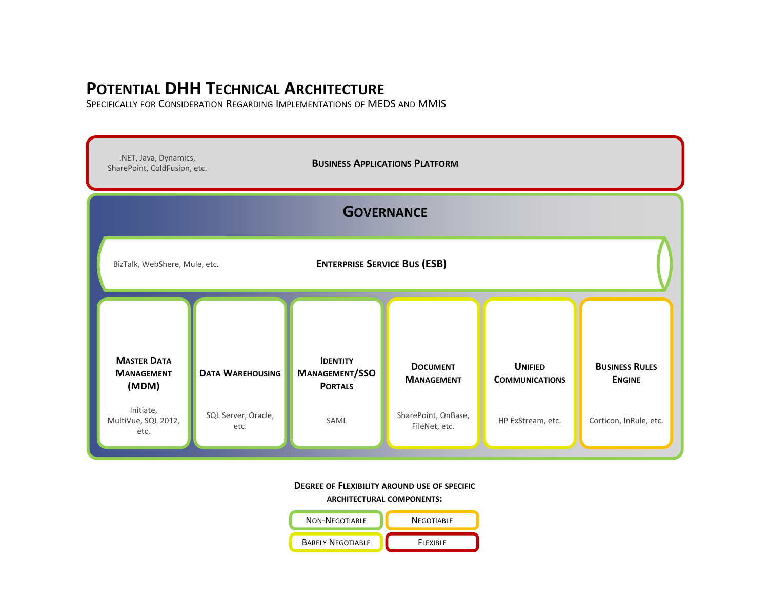# Potential DHH Technical Architecture

Specifically for Consideration Regarding Implementations of MEDS and MMIS

**Business Applications Platform**

.NET, Java, Dynamics, SharePoint, ColdFusion, etc.

## Governance

**Enterprise Service Bus (ESB)**

BizTalk, WebShere, Mule, etc.

**Master Data Management (MDM)**

Initiate, MultiVue, SQL 2012, etc.

**Data Warehousing**

SQL Server, Oracle, etc.

**Identity Management/SSO Portals**

SAML

**Document Management**

SharePoint, OnBase, FileNet, etc.

**Unified Communications**

HP ExStream, etc.

**Business Rules Engine**

Corticon, InRule, etc.

**Degree of Flexibility around use of specific architectural components:**

- Non-Negotiable
- Negotiable
- Barely Negotiable
- Flexible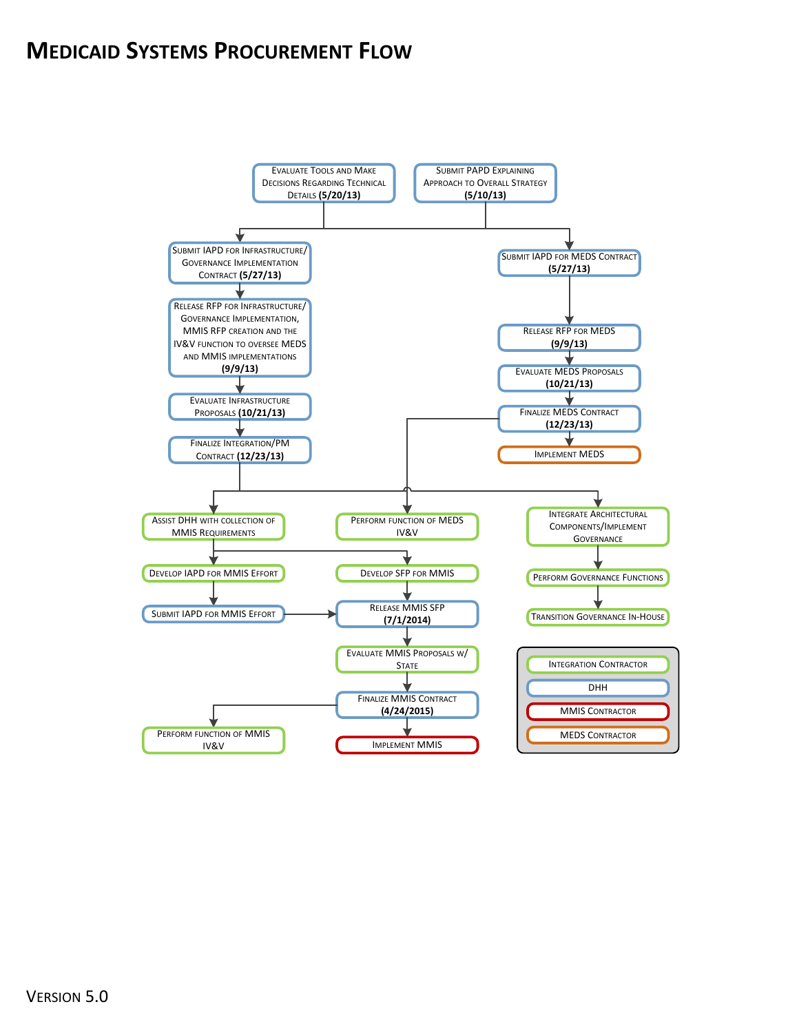# Medicaid Systems Procurement Flow

Evaluate Tools and Make Decisions Regarding Technical Details **(5/20/13)**

Submit PAPD Explaining Approach to Overall Strategy **(5/10/13)**

Submit IAPD for Infrastructure/ Governance Implementation Contract **(5/27/13)**

Release RFP for Infrastructure/ Governance Implementation, MMIS RFP creation and the IV&V function to oversee MEDS and MMIS implementations **(9/9/13)**

Evaluate Infrastructure Proposals **(10/21/13)**

Finalize Integration/PM Contract **(12/23/13)**

Submit IAPD for MEDS Contract **(5/27/13)**

Release RFP for MEDS **(9/9/13)**

Evaluate MEDS Proposals **(10/21/13)**

Finalize MEDS Contract **(12/23/13)**

Implement MEDS

Assist DHH with collection of MMIS Requirements

Develop IAPD for MMIS Effort

Submit IAPD for MMIS Effort

Perform Function of MEDS IV&V

Develop SFP for MMIS

Release MMIS SFP **(7/1/2014)**

Evaluate MMIS Proposals w/ State

Finalize MMIS Contract **(4/24/2015)**

Implement MMIS

Perform Function of MMIS IV&V

Integrate Architectural Components/Implement Governance

Perform Governance Functions

Transition Governance In-House

**Legend:**

- Integration Contractor
- DHH
- MMIS Contractor
- MEDS Contractor

Version 5.0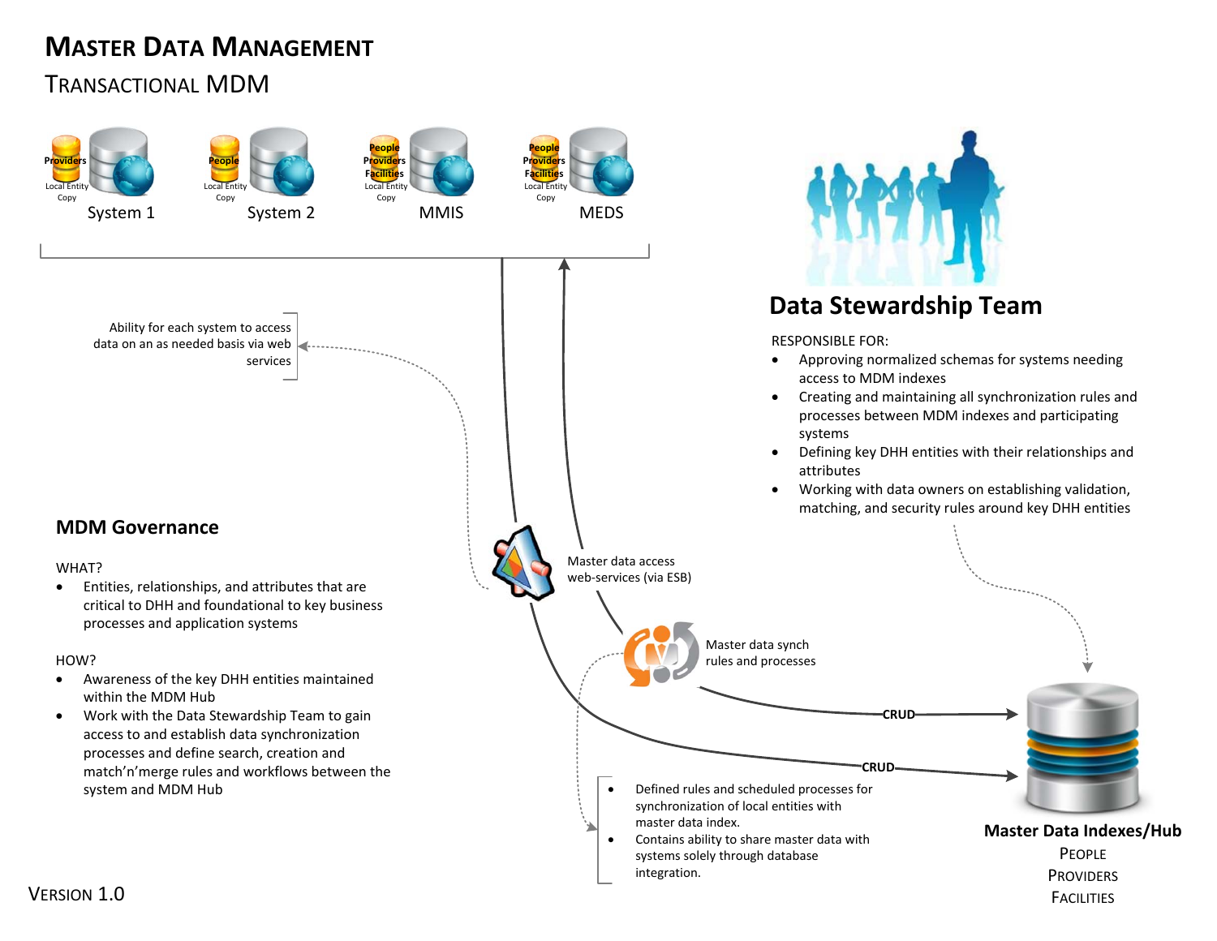# Master Data Management

## Transactional MDM

Providers
Local Entity Copy
System 1

People
Local Entity Copy
System 2

People
Providers
Facilities
Local Entity Copy
MMIS

People
Providers
Facilities
Local Entity Copy
MEDS

Ability for each system to access data on an as needed basis via web services

Master data access web-services (via ESB)

Master data synch rules and processes

CRUD

CRUD

- Defined rules and scheduled processes for synchronization of local entities with master data index.
- Contains ability to share master data with systems solely through database integration.

### Data Stewardship Team

RESPONSIBLE FOR:

- Approving normalized schemas for systems needing access to MDM indexes
- Creating and maintaining all synchronization rules and processes between MDM indexes and participating systems
- Defining key DHH entities with their relationships and attributes
- Working with data owners on establishing validation, matching, and security rules around key DHH entities

### MDM Governance

WHAT?

- Entities, relationships, and attributes that are critical to DHH and foundational to key business processes and application systems

HOW?

- Awareness of the key DHH entities maintained within the MDM Hub
- Work with the Data Stewardship Team to gain access to and establish data synchronization processes and define search, creation and match'n'merge rules and workflows between the system and MDM Hub

**Master Data Indexes/Hub**
People
Providers
Facilities

Version 1.0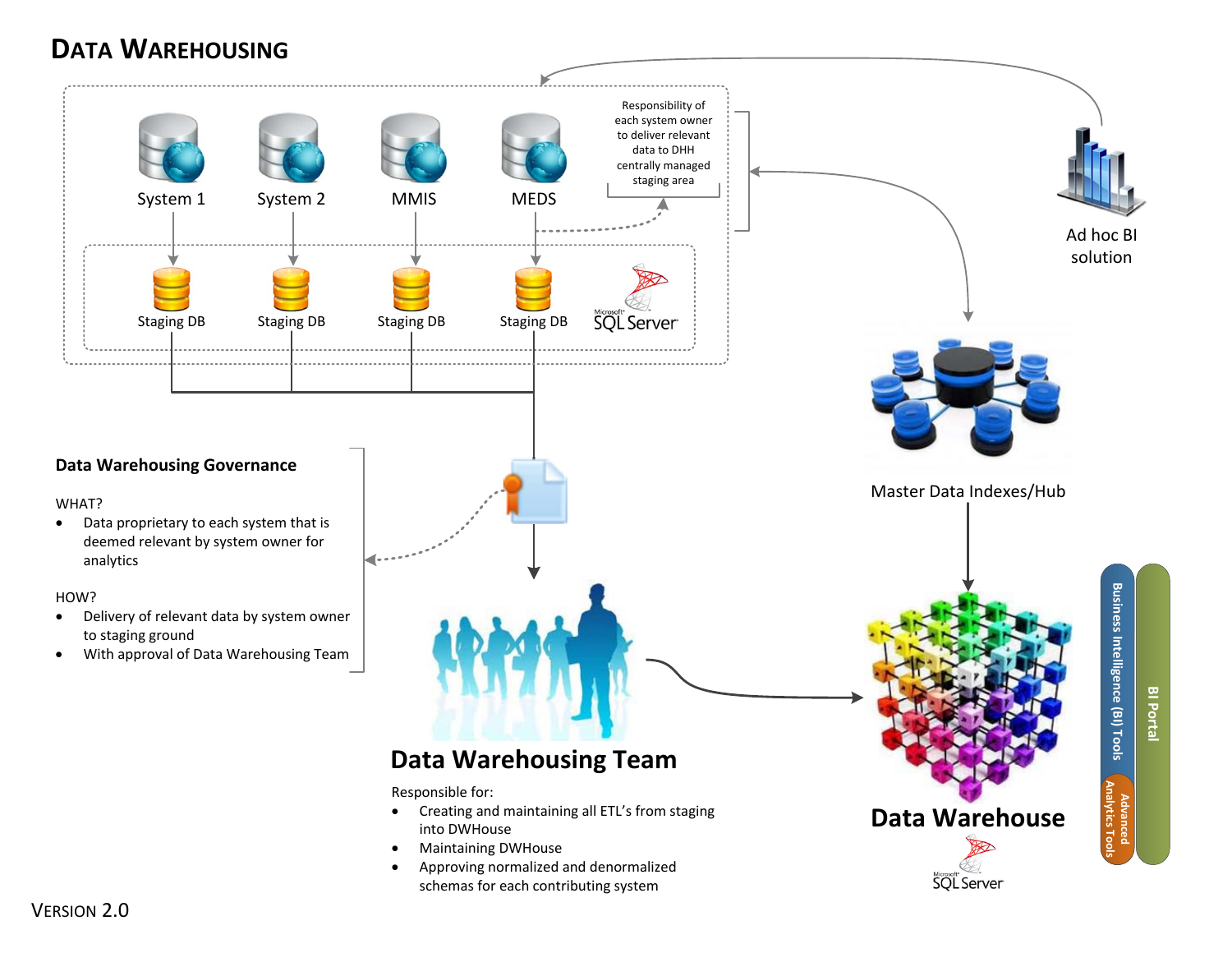# Data Warehousing

System 1 | System 2 | MMIS | MEDS

Responsibility of each system owner to deliver relevant data to DHH centrally managed staging area

Staging DB | Staging DB | Staging DB | Staging DB

SQL Server

Ad hoc BI solution

Master Data Indexes/Hub

### Data Warehousing Governance

WHAT?

- Data proprietary to each system that is deemed relevant by system owner for analytics

HOW?

- Delivery of relevant data by system owner to staging ground
- With approval of Data Warehousing Team

## Data Warehousing Team

Responsible for:

- Creating and maintaining all ETL's from staging into DWHouse
- Maintaining DWHouse
- Approving normalized and denormalized schemas for each contributing system

## Data Warehouse

SQL Server

Business Intelligence (BI) Tools

Advanced Analytics Tools

BI Portal

Version 2.0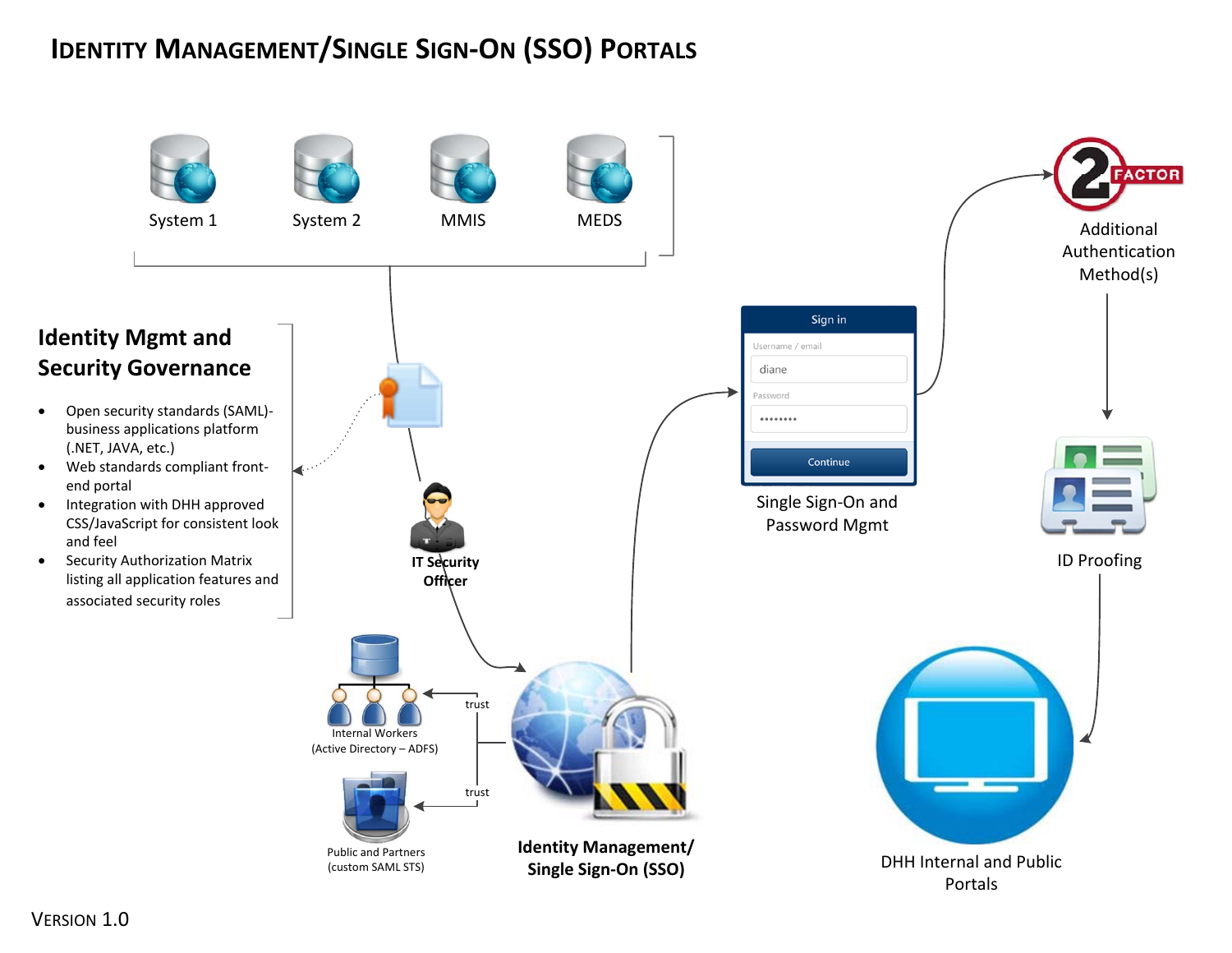# Identity Management/Single Sign-On (SSO) Portals

System 1

System 2

MMIS

MEDS

## Identity Mgmt and Security Governance

- Open security standards (SAML)-business applications platform (.NET, JAVA, etc.)
- Web standards compliant front-end portal
- Integration with DHH approved CSS/JavaScript for consistent look and feel
- Security Authorization Matrix listing all application features and associated security roles

IT Security Officer

Internal Workers (Active Directory – ADFS)

trust

trust

Public and Partners (custom SAML STS)

**Identity Management/ Single Sign-On (SSO)**

Sign in

Username / email

diane

Password

••••••••

Continue

Single Sign-On and Password Mgmt

2 FACTOR

Additional Authentication Method(s)

ID Proofing

DHH Internal and Public Portals

Version 1.0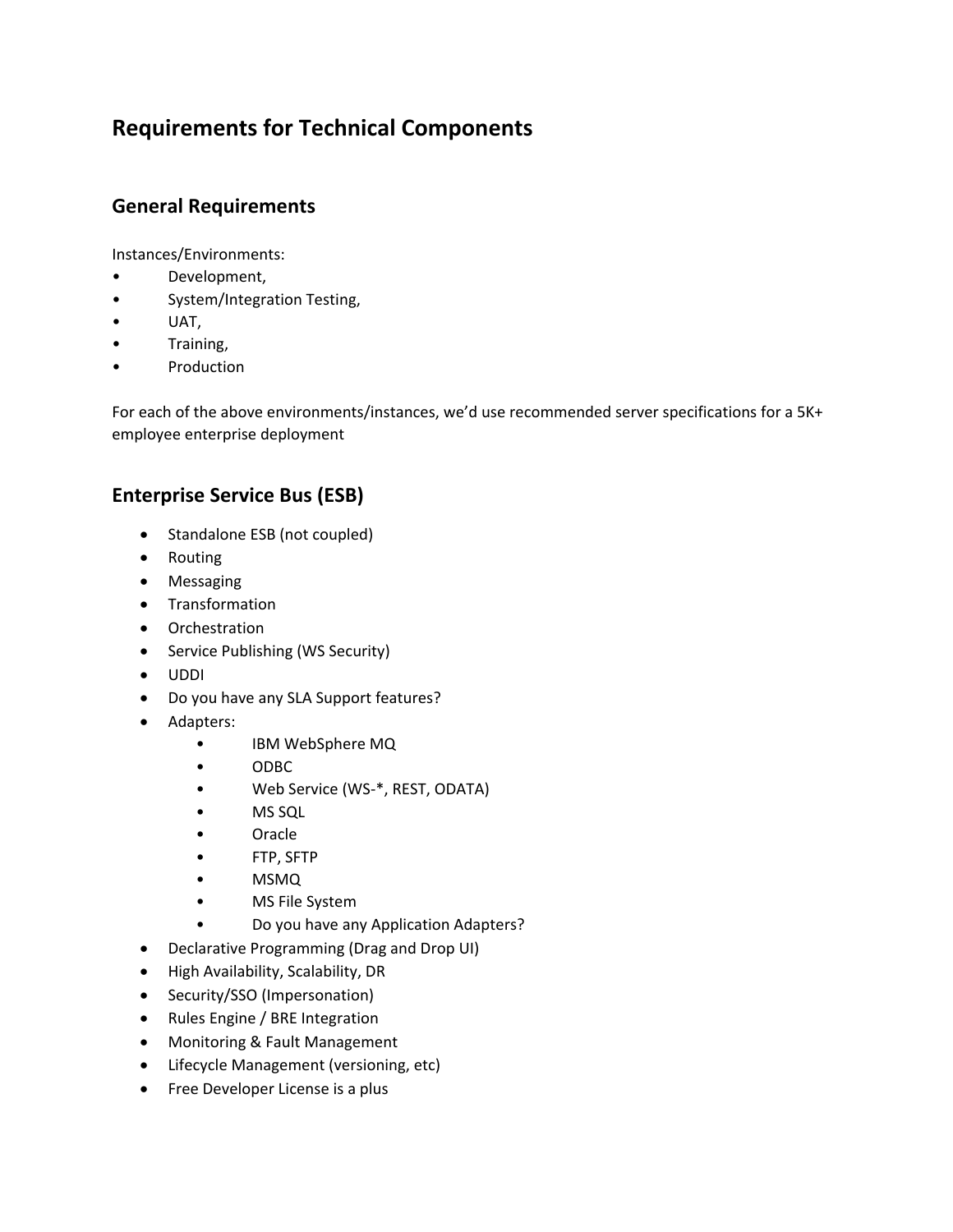# Requirements for Technical Components

## General Requirements

Instances/Environments:

- Development,
- System/Integration Testing,
- UAT,
- Training,
- Production

For each of the above environments/instances, we'd use recommended server specifications for a 5K+ employee enterprise deployment

## Enterprise Service Bus (ESB)

- Standalone ESB (not coupled)
- Routing
- Messaging
- Transformation
- Orchestration
- Service Publishing (WS Security)
- UDDI
- Do you have any SLA Support features?
- Adapters:
    - IBM WebSphere MQ
    - ODBC
    - Web Service (WS-*, REST, ODATA)
    - MS SQL
    - Oracle
    - FTP, SFTP
    - MSMQ
    - MS File System
    - Do you have any Application Adapters?
- Declarative Programming (Drag and Drop UI)
- High Availability, Scalability, DR
- Security/SSO (Impersonation)
- Rules Engine / BRE Integration
- Monitoring & Fault Management
- Lifecycle Management (versioning, etc)
- Free Developer License is a plus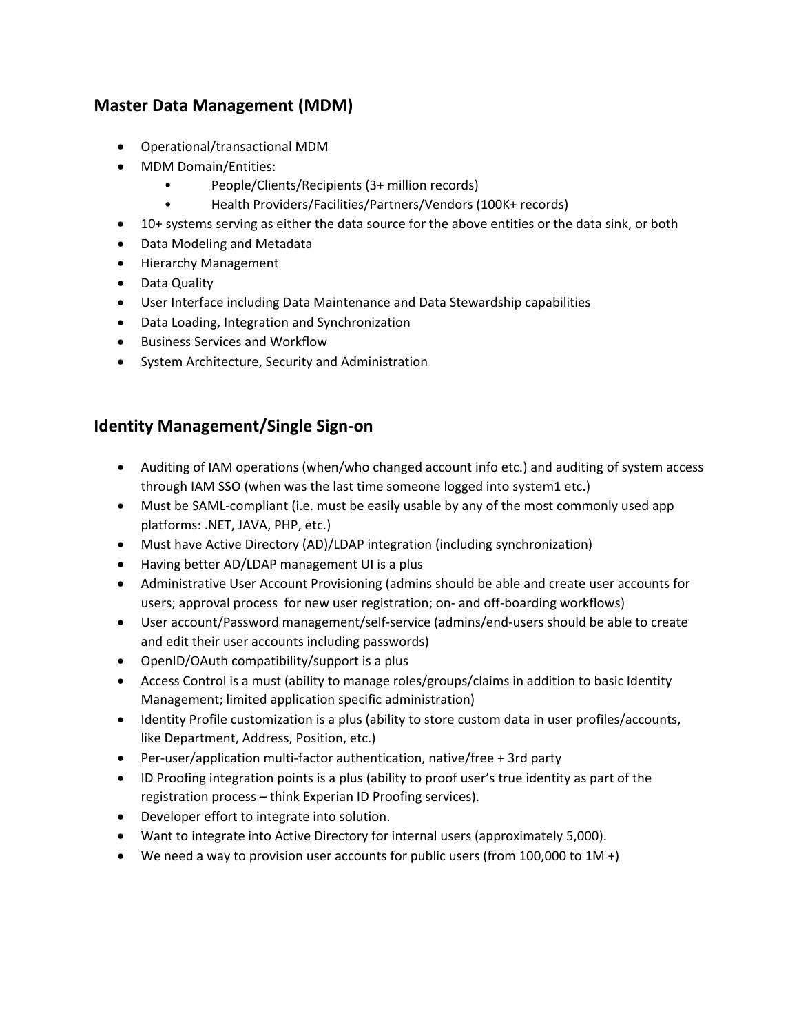## Master Data Management (MDM)

- Operational/transactional MDM
- MDM Domain/Entities:
  - People/Clients/Recipients (3+ million records)
  - Health Providers/Facilities/Partners/Vendors (100K+ records)
- 10+ systems serving as either the data source for the above entities or the data sink, or both
- Data Modeling and Metadata
- Hierarchy Management
- Data Quality
- User Interface including Data Maintenance and Data Stewardship capabilities
- Data Loading, Integration and Synchronization
- Business Services and Workflow
- System Architecture, Security and Administration

## Identity Management/Single Sign-on

- Auditing of IAM operations (when/who changed account info etc.) and auditing of system access through IAM SSO (when was the last time someone logged into system1 etc.)
- Must be SAML-compliant (i.e. must be easily usable by any of the most commonly used app platforms: .NET, JAVA, PHP, etc.)
- Must have Active Directory (AD)/LDAP integration (including synchronization)
- Having better AD/LDAP management UI is a plus
- Administrative User Account Provisioning (admins should be able and create user accounts for users; approval process for new user registration; on- and off-boarding workflows)
- User account/Password management/self-service (admins/end-users should be able to create and edit their user accounts including passwords)
- OpenID/OAuth compatibility/support is a plus
- Access Control is a must (ability to manage roles/groups/claims in addition to basic Identity Management; limited application specific administration)
- Identity Profile customization is a plus (ability to store custom data in user profiles/accounts, like Department, Address, Position, etc.)
- Per-user/application multi-factor authentication, native/free + 3rd party
- ID Proofing integration points is a plus (ability to proof user's true identity as part of the registration process – think Experian ID Proofing services).
- Developer effort to integrate into solution.
- Want to integrate into Active Directory for internal users (approximately 5,000).
- We need a way to provision user accounts for public users (from 100,000 to 1M +)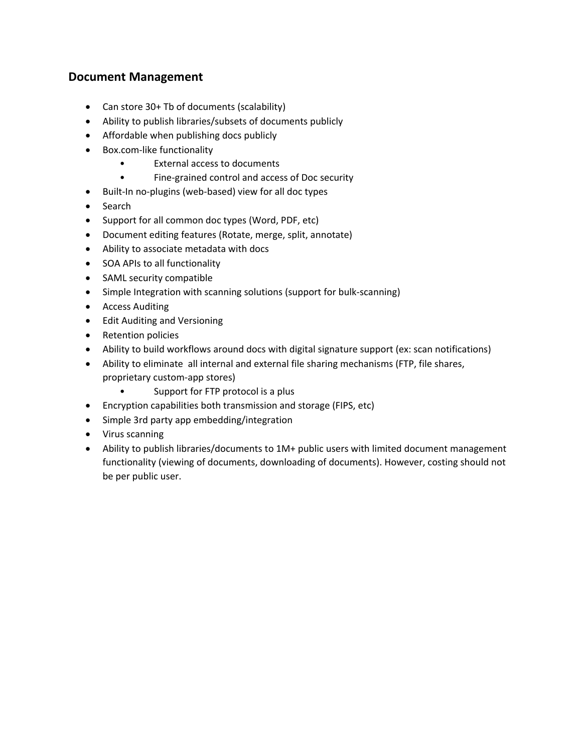## Document Management

- Can store 30+ Tb of documents (scalability)
- Ability to publish libraries/subsets of documents publicly
- Affordable when publishing docs publicly
- Box.com-like functionality
  - External access to documents
  - Fine-grained control and access of Doc security
- Built-In no-plugins (web-based) view for all doc types
- Search
- Support for all common doc types (Word, PDF, etc)
- Document editing features (Rotate, merge, split, annotate)
- Ability to associate metadata with docs
- SOA APIs to all functionality
- SAML security compatible
- Simple Integration with scanning solutions (support for bulk-scanning)
- Access Auditing
- Edit Auditing and Versioning
- Retention policies
- Ability to build workflows around docs with digital signature support (ex: scan notifications)
- Ability to eliminate all internal and external file sharing mechanisms (FTP, file shares, proprietary custom-app stores)
  - Support for FTP protocol is a plus
- Encryption capabilities both transmission and storage (FIPS, etc)
- Simple 3rd party app embedding/integration
- Virus scanning
- Ability to publish libraries/documents to 1M+ public users with limited document management functionality (viewing of documents, downloading of documents). However, costing should not be per public user.